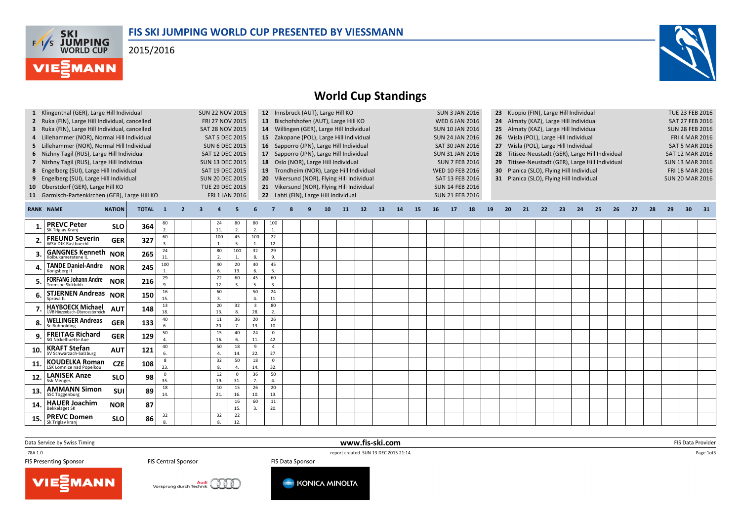# FIS SKI JUMPING WORLD CUP PRESENTED BY VIESSMANN

2015/2016

## World Cup Standings

| # | Event | Date |
|---|---|---|
| 1 | Klingenthal (GER), Large Hill Individual | SUN 22 NOV 2015 |
| 2 | Ruka (FIN), Large Hill Individual, cancelled | FRI 27 NOV 2015 |
| 3 | Ruka (FIN), Large Hill Individual, cancelled | SAT 28 NOV 2015 |
| 4 | Lillehammer (NOR), Normal Hill Individual | SAT 5 DEC 2015 |
| 5 | Lillehammer (NOR), Normal Hill Individual | SUN 6 DEC 2015 |
| 6 | Nizhny Tagil (RUS), Large Hill Individual | SAT 12 DEC 2015 |
| 7 | Nizhny Tagil (RUS), Large Hill Individual | SUN 13 DEC 2015 |
| 8 | Engelberg (SUI), Large Hill Individual | SAT 19 DEC 2015 |
| 9 | Engelberg (SUI), Large Hill Individual | SUN 20 DEC 2015 |
| 10 | Oberstdorf (GER), Large Hill KO | TUE 29 DEC 2015 |
| 11 | Garmisch-Partenkirchen (GER), Large Hill KO | FRI 1 JAN 2016 |
| 12 | Innsbruck (AUT), Large Hill KO | SUN 3 JAN 2016 |
| 13 | Bischofshofen (AUT), Large Hill KO | WED 6 JAN 2016 |
| 14 | Willingen (GER), Large Hill Individual | SUN 10 JAN 2016 |
| 15 | Zakopane (POL), Large Hill Individual | SUN 24 JAN 2016 |
| 16 | Sapporro (JPN), Large Hill Individual | SAT 30 JAN 2016 |
| 17 | Sapporro (JPN), Large Hill Individual | SUN 31 JAN 2016 |
| 18 | Oslo (NOR), Large Hill Individual | SUN 7 FEB 2016 |
| 19 | Trondheim (NOR), Large Hill Individual | WED 10 FEB 2016 |
| 20 | Vikersund (NOR), Flying Hill Individual | SAT 13 FEB 2016 |
| 21 | Vikersund (NOR), Flying Hill Individual | SUN 14 FEB 2016 |
| 22 | Lahti (FIN), Large Hill Individual | SUN 21 FEB 2016 |
| 23 | Kuopio (FIN), Large Hill Individual | TUE 23 FEB 2016 |
| 24 | Almaty (KAZ), Large Hill Individual | SAT 27 FEB 2016 |
| 25 | Almaty (KAZ), Large Hill Individual | SUN 28 FEB 2016 |
| 26 | Wisla (POL), Large Hill Individual | FRI 4 MAR 2016 |
| 27 | Wisla (POL), Large Hill Individual | SAT 5 MAR 2016 |
| 28 | Titisee-Neustadt (GER), Large Hill Individual | SAT 12 MAR 2016 |
| 29 | Titisee-Neustadt (GER), Large Hill Individual | SUN 13 MAR 2016 |
| 30 | Planica (SLO), Flying Hill Individual | FRI 18 MAR 2016 |
| 31 | Planica (SLO), Flying Hill Individual | SUN 20 MAR 2016 |

| RANK | NAME | NATION | TOTAL | 1 | 2 | 3 | 4 | 5 | 6 | 7 | 8 | 9 | 10 | 11 | 12 | 13 | 14 | 15 | 16 | 17 | 18 | 19 | 20 | 21 | 22 | 23 | 24 | 25 | 26 | 27 | 28 | 29 | 30 | 31 |
|---|---|---|---|---|---|---|---|---|---|---|---|---|---|---|---|---|---|---|---|---|---|---|---|---|---|---|---|---|---|---|---|---|---|---|
| 1. | PREVC Peter<br>SK Triglav Kranj | SLO | 364 | 80<br>2. | | | 24<br>11. | 80<br>2. | 80<br>2. | 100<br>1. | | | | | | | | | | | | | | | | | | | | | | | | |
| 2. | FREUND Severin<br>WSV DJK Rastbuechl | GER | 327 | 60<br>3. | | | 100<br>1. | 45<br>5. | 100<br>1. | 22<br>12. | | | | | | | | | | | | | | | | | | | | | | | | |
| 3. | GANGNES Kenneth<br>Kolbukameratene IL | NOR | 265 | 24<br>11. | | | 80<br>2. | 100<br>1. | 32<br>8. | 29<br>9. | | | | | | | | | | | | | | | | | | | | | | | | |
| 4. | TANDE Daniel-Andre<br>Kongsberg If | NOR | 245 | 100<br>1. | | | 40<br>6. | 20<br>13. | 40<br>6. | 45<br>5. | | | | | | | | | | | | | | | | | | | | | | | | |
| 5. | FORFANG Johann Andre<br>Tromsoe Skiklubb | NOR | 216 | 29<br>9. | | | 22<br>12. | 60<br>3. | 45<br>5. | 60<br>3. | | | | | | | | | | | | | | | | | | | | | | | | |
| 6. | STJERNEN Andreas<br>Sprova IL | NOR | 150 | 16<br>15. | | | 60<br>3. | | 50<br>4. | 24<br>11. | | | | | | | | | | | | | | | | | | | | | | | | |
| 7. | HAYBOECK Michael<br>UVB Hinzenbach-Oberoesterreich | AUT | 148 | 13<br>18. | | | 20<br>13. | 32<br>8. | 3<br>28. | 80<br>2. | | | | | | | | | | | | | | | | | | | | | | | | |
| 8. | WELLINGER Andreas<br>Sc Ruhpolding | GER | 133 | 40<br>6. | | | 11<br>20. | 36<br>7. | 20<br>13. | 26<br>10. | | | | | | | | | | | | | | | | | | | | | | | | |
| 9. | FREITAG Richard<br>SG Nickelhuette Aue | GER | 129 | 50<br>4. | | | 15<br>16. | 40<br>6. | 24<br>11. | 0<br>42. | | | | | | | | | | | | | | | | | | | | | | | | |
| 10. | KRAFT Stefan<br>SV Schwarzach-Salzburg | AUT | 121 | 40<br>6. | | | 50<br>4. | 18<br>14. | 9<br>22. | 4<br>27. | | | | | | | | | | | | | | | | | | | | | | | | |
| 11. | KOUDELKA Roman<br>LSK Lomnice nad Popelkou | CZE | 108 | 8<br>23. | | | 32<br>8. | 50<br>4. | 18<br>14. | 0<br>32. | | | | | | | | | | | | | | | | | | | | | | | | |
| 12. | LANISEK Anze<br>Ssk Menges | SLO | 98 | 0<br>35. | | | 12<br>19. | 0<br>31. | 36<br>7. | 50<br>4. | | | | | | | | | | | | | | | | | | | | | | | | |
| 13. | AMMANN Simon<br>SSC Toggenburg | SUI | 89 | 18<br>14. | | | 10<br>21. | 15<br>16. | 26<br>10. | 20<br>13. | | | | | | | | | | | | | | | | | | | | | | | | |
| 14. | HAUER Joachim<br>Bekkelaget SK | NOR | 87 | | | | | 16<br>15. | 60<br>3. | 11<br>20. | | | | | | | | | | | | | | | | | | | | | | | | |
| 15. | PREVC Domen<br>Sk Triglav kranj | SLO | 86 | 32<br>8. | | | 32<br>8. | 22<br>12. | | | | | | | | | | | | | | | | | | | | | | | | | | |

Data Service by Swiss Timing www.fis-ski.com FIS Data Provider

_78A 1.0 report created SUN 13 DEC 2015 21:14

FIS Presenting Sponsor FIS Central Sponsor FIS Data Sponsor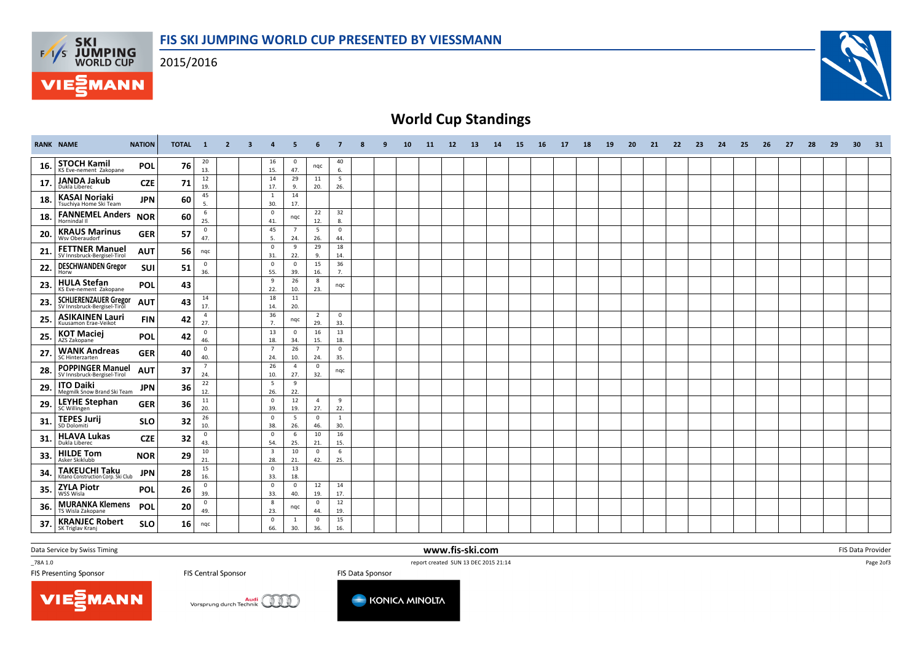# FIS SKI JUMPING WORLD CUP PRESENTED BY VIESSMANN

2015/2016

## World Cup Standings

| RANK | NAME | NATION | TOTAL | 1 | 2 | 3 | 4 | 5 | 6 | 7 | 8 | 9 | 10 | 11 | 12 | 13 | 14 | 15 | 16 | 17 | 18 | 19 | 20 | 21 | 22 | 23 | 24 | 25 | 26 | 27 | 28 | 29 | 30 | 31 |
|---|---|---|---|---|---|---|---|---|---|---|---|---|---|---|---|---|---|---|---|---|---|---|---|---|---|---|---|---|---|---|---|---|---|---|
| 16. | STOCH Kamil<br>KS Eve-nement Zakopane | POL | 76 | 20<br>13. | | | 16<br>15. | 0<br>47. | nqc | 40<br>6. | | | | | | | | | | | | | | | | | | | | | | | | |
| 17. | JANDA Jakub<br>Dukla Liberec | CZE | 71 | 12<br>19. | | | 14<br>17. | 29<br>9. | 11<br>20. | 5<br>26. | | | | | | | | | | | | | | | | | | | | | | | | |
| 18. | KASAI Noriaki<br>Tsuchiya Home Ski Team | JPN | 60 | 45<br>5. | | | 1<br>30. | 14<br>17. | | | | | | | | | | | | | | | | | | | | | | | | | | |
| 18. | FANNEMEL Anders<br>Hornindal Il | NOR | 60 | 6<br>25. | | | 0<br>41. | nqc | 22<br>12. | 32<br>8. | | | | | | | | | | | | | | | | | | | | | | | | |
| 20. | KRAUS Marinus<br>Wsv Oberaudorf | GER | 57 | 0<br>47. | | | 45<br>5. | 7<br>24. | 5<br>26. | 0<br>44. | | | | | | | | | | | | | | | | | | | | | | | | |
| 21. | FETTNER Manuel<br>SV Innsbruck-Bergisel-Tirol | AUT | 56 | nqc | | | 0<br>31. | 9<br>22. | 29<br>9. | 18<br>14. | | | | | | | | | | | | | | | | | | | | | | | | |
| 22. | DESCHWANDEN Gregor<br>Horw | SUI | 51 | 0<br>36. | | | 0<br>55. | 0<br>39. | 15<br>16. | 36<br>7. | | | | | | | | | | | | | | | | | | | | | | | | |
| 23. | HULA Stefan<br>KS Eve-nement Zakopane | POL | 43 | | | | 9<br>22. | 26<br>10. | 8<br>23. | nqc | | | | | | | | | | | | | | | | | | | | | | | | |
| 23. | SCHLIERENZAUER Gregor<br>SV Innsbruck-Bergisel-Tirol | AUT | 43 | 14<br>17. | | | 18<br>14. | 11<br>20. | | | | | | | | | | | | | | | | | | | | | | | | | | |
| 25. | ASIKAINEN Lauri<br>Kuusamon Erae-Veikot | FIN | 42 | 4<br>27. | | | 36<br>7. | nqc | 2<br>29. | 0<br>33. | | | | | | | | | | | | | | | | | | | | | | | | |
| 25. | KOT Maciej<br>AZS Zakopane | POL | 42 | 0<br>46. | | | 13<br>18. | 0<br>34. | 16<br>15. | 13<br>18. | | | | | | | | | | | | | | | | | | | | | | | | |
| 27. | WANK Andreas<br>SC Hinterzarten | GER | 40 | 0<br>40. | | | 7<br>24. | 26<br>10. | 7<br>24. | 0<br>35. | | | | | | | | | | | | | | | | | | | | | | | | |
| 28. | POPPINGER Manuel<br>SV Innsbruck-Bergisel-Tirol | AUT | 37 | 7<br>24. | | | 26<br>10. | 4<br>27. | 0<br>32. | nqc | | | | | | | | | | | | | | | | | | | | | | | | |
| 29. | ITO Daiki<br>Megmilk Snow Brand Ski Team | JPN | 36 | 22<br>12. | | | 5<br>26. | 9<br>22. | | | | | | | | | | | | | | | | | | | | | | | | | | |
| 29. | LEYHE Stephan<br>SC Willingen | GER | 36 | 11<br>20. | | | 0<br>39. | 12<br>19. | 4<br>27. | 9<br>22. | | | | | | | | | | | | | | | | | | | | | | | | |
| 31. | TEPES Jurij<br>SD Dolomiti | SLO | 32 | 26<br>10. | | | 0<br>38. | 5<br>26. | 0<br>46. | 1<br>30. | | | | | | | | | | | | | | | | | | | | | | | | |
| 31. | HLAVA Lukas<br>Dukla Liberec | CZE | 32 | 0<br>43. | | | 0<br>54. | 6<br>25. | 10<br>21. | 16<br>15. | | | | | | | | | | | | | | | | | | | | | | | | |
| 33. | HILDE Tom<br>Asker Skiklubb | NOR | 29 | 10<br>21. | | | 3<br>28. | 10<br>21. | 0<br>42. | 6<br>25. | | | | | | | | | | | | | | | | | | | | | | | | |
| 34. | TAKEUCHI Taku<br>Kitano Construction Corp. Ski Club | JPN | 28 | 15<br>16. | | | 0<br>33. | 13<br>18. | | | | | | | | | | | | | | | | | | | | | | | | | | |
| 35. | ZYLA Piotr<br>WSS Wisla | POL | 26 | 0<br>39. | | | 0<br>33. | 0<br>40. | 12<br>19. | 14<br>17. | | | | | | | | | | | | | | | | | | | | | | | | |
| 36. | MURANKA Klemens<br>TS Wisla Zakopane | POL | 20 | 0<br>49. | | | 8<br>23. | nqc | 0<br>44. | 12<br>19. | | | | | | | | | | | | | | | | | | | | | | | | |
| 37. | KRANJEC Robert<br>SK Triglav Kranj | SLO | 16 | nqc | | | 0<br>66. | 1<br>30. | 0<br>36. | 15<br>16. | | | | | | | | | | | | | | | | | | | | | | | | |

Data Service by Swiss Timing — www.fis-ski.com — FIS Data Provider

_78A 1.0 — report created SUN 13 DEC 2015 21:14

FIS Presenting Sponsor — FIS Central Sponsor — FIS Data Sponsor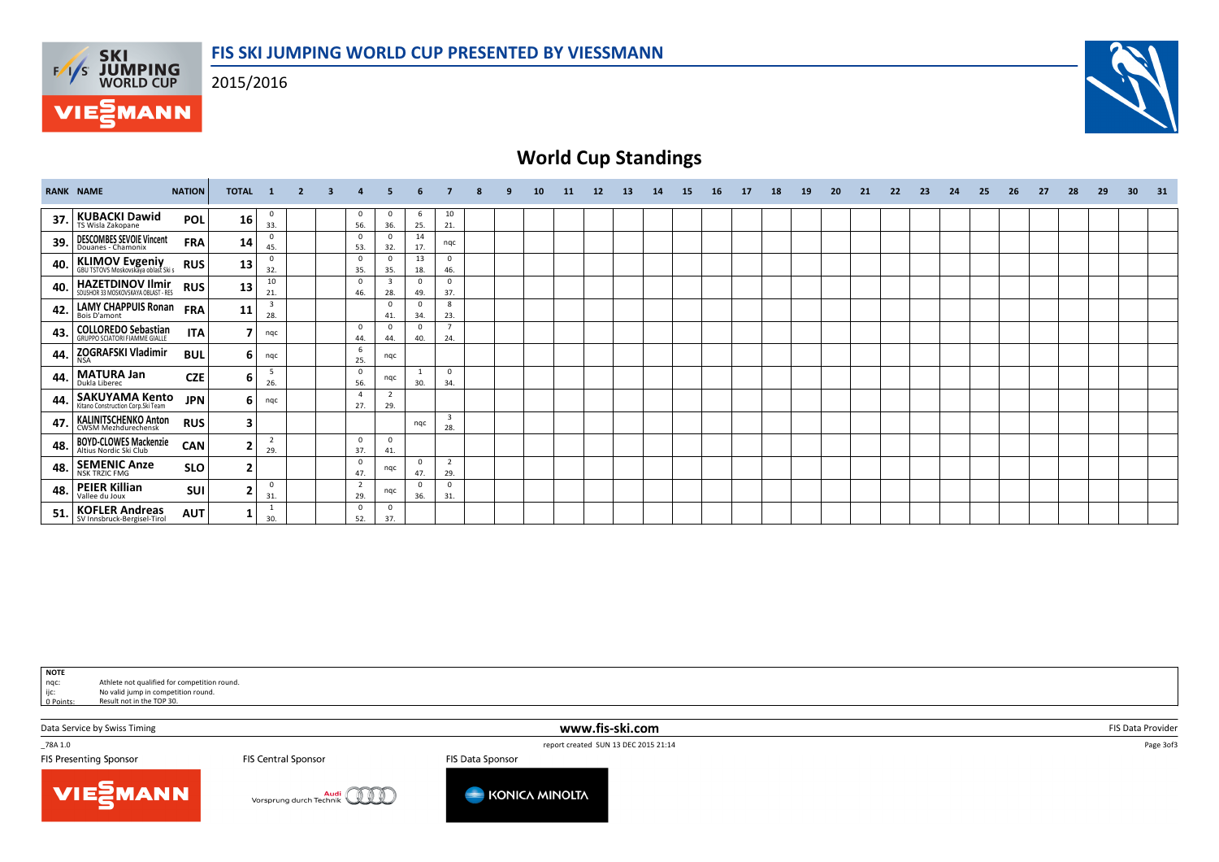# FIS SKI JUMPING WORLD CUP PRESENTED BY VIESSMANN

2015/2016

## World Cup Standings

| RANK | NAME | NATION | TOTAL | 1 | 2 | 3 | 4 | 5 | 6 | 7 | 8 | 9 | 10 | 11 | 12 | 13 | 14 | 15 | 16 | 17 | 18 | 19 | 20 | 21 | 22 | 23 | 24 | 25 | 26 | 27 | 28 | 29 | 30 | 31 |
|---|---|---|---|---|---|---|---|---|---|---|---|---|---|---|---|---|---|---|---|---|---|---|---|---|---|---|---|---|---|---|---|---|---|---|
| 37. | **KUBACKI Dawid** TS Wisla Zakopane | POL | 16 | 0 33. | | | 0 56. | 0 36. | 6 25. | 10 21. | | | | | | | | | | | | | | | | | | | | | | | | |
| 39. | **DESCOMBES SEVOIE Vincent** Douanes - Chamonix | FRA | 14 | 0 45. | | | 0 53. | 0 32. | 14 17. | nqc | | | | | | | | | | | | | | | | | | | | | | | | |
| 40. | **KLIMOV Evgeniy** GBU TSTOVS Moskovskaya oblast Ski s | RUS | 13 | 0 32. | | | 0 35. | 0 35. | 13 18. | 0 46. | | | | | | | | | | | | | | | | | | | | | | | | |
| 40. | **HAZETDINOV Ilmir** SDUSHOR 33 MOSKOVSKAYA OBLAST - RES | RUS | 13 | 10 21. | | | 0 46. | 3 28. | 0 49. | 0 37. | | | | | | | | | | | | | | | | | | | | | | | | |
| 42. | **LAMY CHAPPUIS Ronan** Bois D'amont | FRA | 11 | 3 28. | | | | 0 41. | 0 34. | 8 23. | | | | | | | | | | | | | | | | | | | | | | | | |
| 43. | **COLLOREDO Sebastian** GRUPPO SCIATORI FIAMME GIALLE | ITA | 7 | nqc | | | 0 44. | 0 44. | 0 40. | 7 24. | | | | | | | | | | | | | | | | | | | | | | | | |
| 44. | **ZOGRAFSKI Vladimir** NSA | BUL | 6 | nqc | | | 6 25. | nqc | | | | | | | | | | | | | | | | | | | | | | | | | | |
| 44. | **MATURA Jan** Dukla Liberec | CZE | 6 | 5 26. | | | 0 56. | nqc | 1 30. | 0 34. | | | | | | | | | | | | | | | | | | | | | | | | |
| 44. | **SAKUYAMA Kento** Kitano Construction Corp.Ski Team | JPN | 6 | nqc | | | 4 27. | 2 29. | | | | | | | | | | | | | | | | | | | | | | | | | | |
| 47. | **KALINITSCHENKO Anton** CWSM Mezhdurechensk | RUS | 3 | | | | | | nqc | 3 28. | | | | | | | | | | | | | | | | | | | | | | | | |
| 48. | **BOYD-CLOWES Mackenzie** Altius Nordic Ski Club | CAN | 2 | 2 29. | | | 0 37. | 0 41. | | | | | | | | | | | | | | | | | | | | | | | | | | |
| 48. | **SEMENIC Anze** NSK TRZIC FMG | SLO | 2 | | | | 0 47. | nqc | 0 47. | 2 29. | | | | | | | | | | | | | | | | | | | | | | | | |
| 48. | **PEIER Killian** Vallee du Joux | SUI | 2 | 0 31. | | | 2 29. | nqc | 0 36. | 0 31. | | | | | | | | | | | | | | | | | | | | | | | | |
| 51. | **KOFLER Andreas** SV Innsbruck-Bergisel-Tirol | AUT | 1 | 1 30. | | | 0 52. | 0 37. | | | | | | | | | | | | | | | | | | | | | | | | | | |

**NOTE**

| | |
|---|---|
| nqc: | Athlete not qualified for competition round. |
| ijc: | No valid jump in competition round. |
| 0 Points: | Result not in the TOP 30. |

Data Service by Swiss Timing | www.fis-ski.com | FIS Data Provider

_78A 1.0 report created SUN 13 DEC 2015 21:14

FIS Presenting Sponsor FIS Central Sponsor FIS Data Sponsor